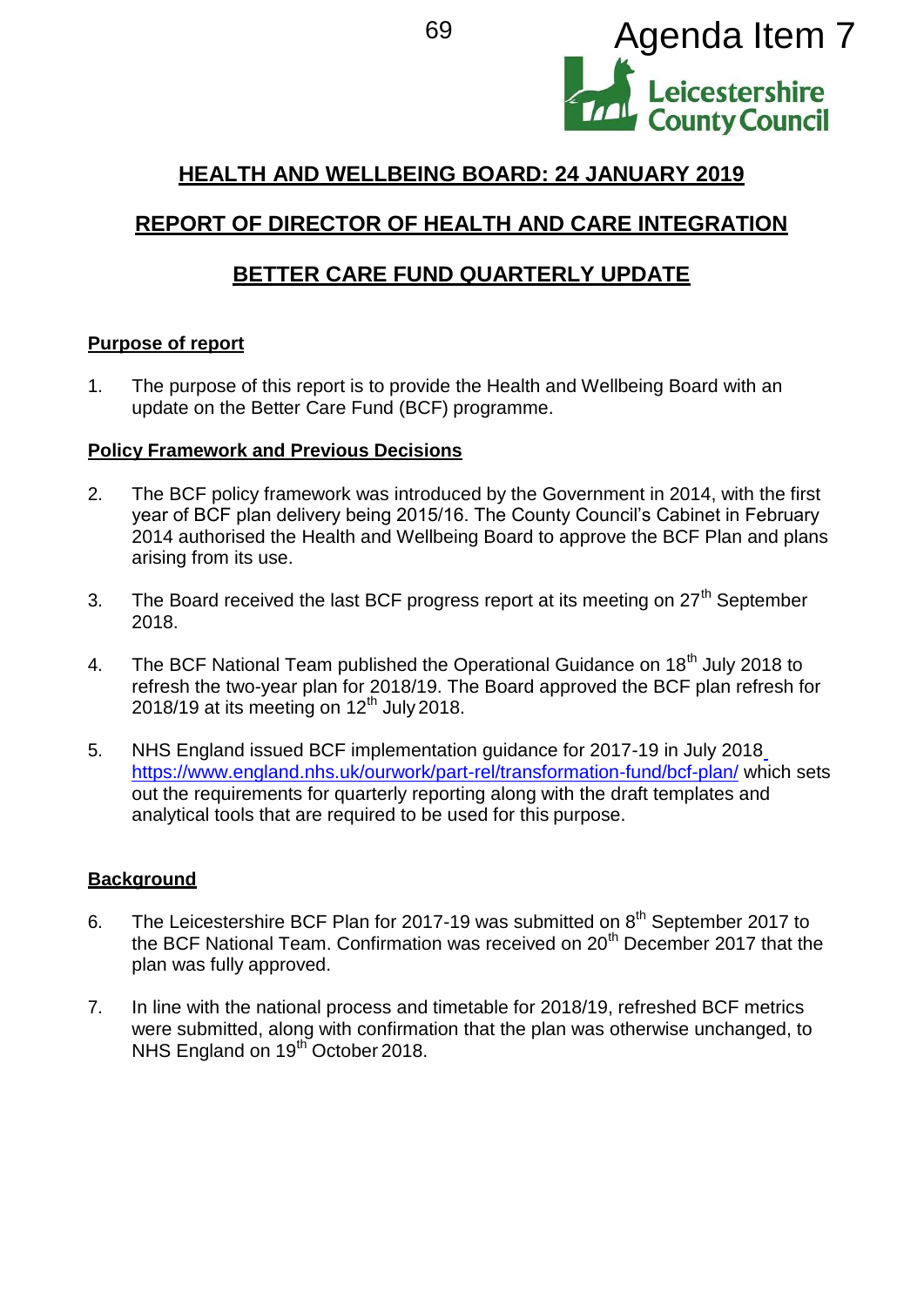Agenda Item 7

Leicestershire County Council

# HEALTH AND WELLBEING BOARD: 24 JANUARY 2019

## REPORT OF DIRECTOR OF HEALTH AND CARE INTEGRATION

## BETTER CARE FUND QUARTERLY UPDATE

**Purpose of report**

1. The purpose of this report is to provide the Health and Wellbeing Board with an update on the Better Care Fund (BCF) programme.

**Policy Framework and Previous Decisions**

2. The BCF policy framework was introduced by the Government in 2014, with the first year of BCF plan delivery being 2015/16. The County Council's Cabinet in February 2014 authorised the Health and Wellbeing Board to approve the BCF Plan and plans arising from its use.

3. The Board received the last BCF progress report at its meeting on 27th September 2018.

4. The BCF National Team published the Operational Guidance on 18th July 2018 to refresh the two-year plan for 2018/19. The Board approved the BCF plan refresh for 2018/19 at its meeting on 12th July 2018.

5. NHS England issued BCF implementation guidance for 2017-19 in July 2018 https://www.england.nhs.uk/ourwork/part-rel/transformation-fund/bcf-plan/ which sets out the requirements for quarterly reporting along with the draft templates and analytical tools that are required to be used for this purpose.

**Background**

6. The Leicestershire BCF Plan for 2017-19 was submitted on 8th September 2017 to the BCF National Team. Confirmation was received on 20th December 2017 that the plan was fully approved.

7. In line with the national process and timetable for 2018/19, refreshed BCF metrics were submitted, along with confirmation that the plan was otherwise unchanged, to NHS England on 19th October 2018.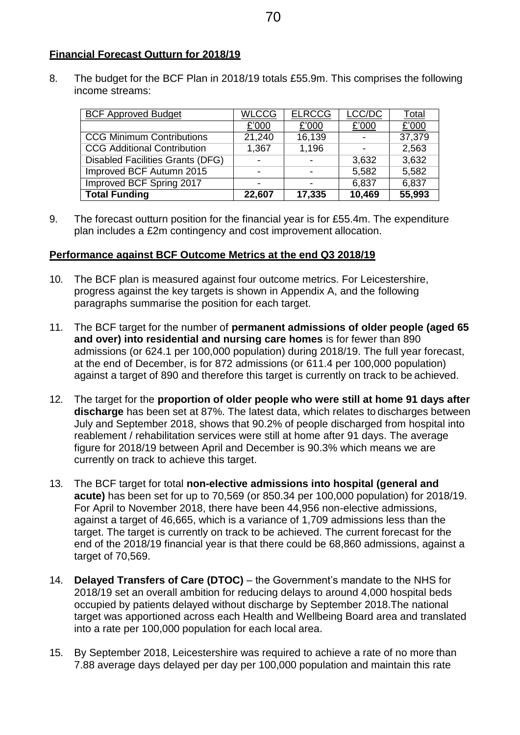**Financial Forecast Outturn for 2018/19**

8. The budget for the BCF Plan in 2018/19 totals £55.9m. This comprises the following income streams:

| BCF Approved Budget | WLCCG | ELRCCG | LCC/DC | Total |
|---|---|---|---|---|
| | £'000 | £'000 | £'000 | £'000 |
| CCG Minimum Contributions | 21,240 | 16,139 | - | 37,379 |
| CCG Additional Contribution | 1,367 | 1,196 | - | 2,563 |
| Disabled Facilities Grants (DFG) | - | - | 3,632 | 3,632 |
| Improved BCF Autumn 2015 | - | - | 5,582 | 5,582 |
| Improved BCF Spring 2017 | - | - | 6,837 | 6,837 |
| **Total Funding** | **22,607** | **17,335** | **10,469** | **55,993** |

9. The forecast outturn position for the financial year is for £55.4m. The expenditure plan includes a £2m contingency and cost improvement allocation.

**Performance against BCF Outcome Metrics at the end Q3 2018/19**

10. The BCF plan is measured against four outcome metrics. For Leicestershire, progress against the key targets is shown in Appendix A, and the following paragraphs summarise the position for each target.

11. The BCF target for the number of **permanent admissions of older people (aged 65 and over) into residential and nursing care homes** is for fewer than 890 admissions (or 624.1 per 100,000 population) during 2018/19. The full year forecast, at the end of December, is for 872 admissions (or 611.4 per 100,000 population) against a target of 890 and therefore this target is currently on track to be achieved.

12. The target for the **proportion of older people who were still at home 91 days after discharge** has been set at 87%. The latest data, which relates to discharges between July and September 2018, shows that 90.2% of people discharged from hospital into reablement / rehabilitation services were still at home after 91 days. The average figure for 2018/19 between April and December is 90.3% which means we are currently on track to achieve this target.

13. The BCF target for total **non-elective admissions into hospital (general and acute)** has been set for up to 70,569 (or 850.34 per 100,000 population) for 2018/19. For April to November 2018, there have been 44,956 non-elective admissions, against a target of 46,665, which is a variance of 1,709 admissions less than the target. The target is currently on track to be achieved. The current forecast for the end of the 2018/19 financial year is that there could be 68,860 admissions, against a target of 70,569.

14. **Delayed Transfers of Care (DTOC)** – the Government's mandate to the NHS for 2018/19 set an overall ambition for reducing delays to around 4,000 hospital beds occupied by patients delayed without discharge by September 2018.The national target was apportioned across each Health and Wellbeing Board area and translated into a rate per 100,000 population for each local area.

15. By September 2018, Leicestershire was required to achieve a rate of no more than 7.88 average days delayed per day per 100,000 population and maintain this rate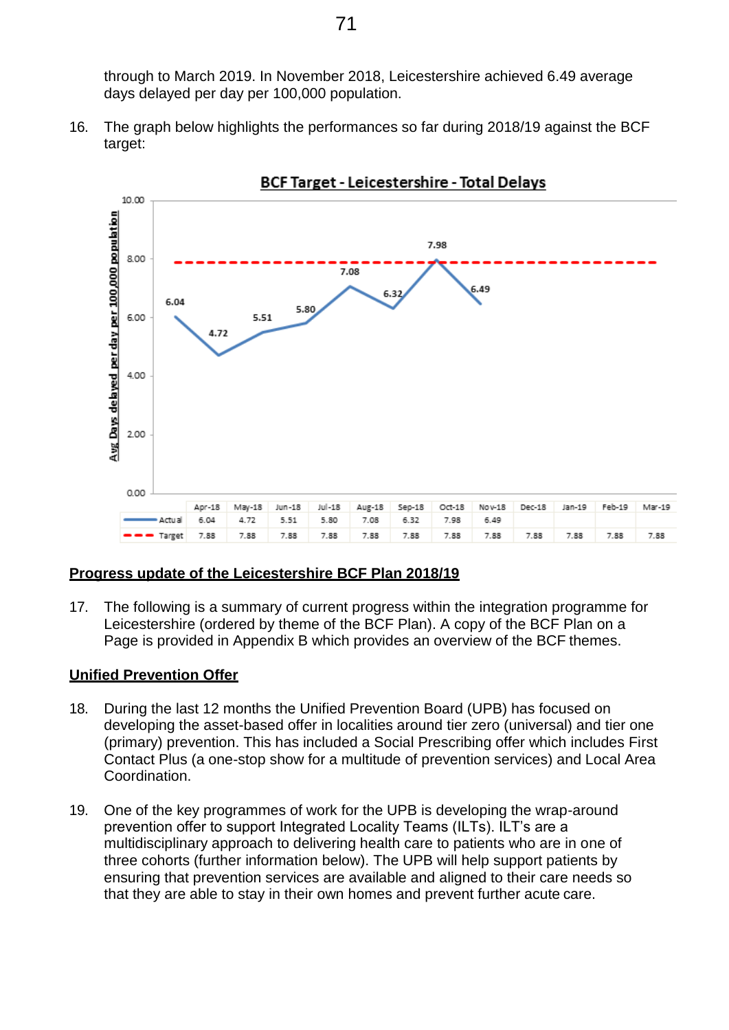through to March 2019. In November 2018, Leicestershire achieved 6.49 average days delayed per day per 100,000 population.

16. The graph below highlights the performances so far during 2018/19 against the BCF target:

**BCF Target - Leicestershire - Total Delays**

| | Apr-18 | May-18 | Jun-18 | Jul-18 | Aug-18 | Sep-18 | Oct-18 | Nov-18 | Dec-18 | Jan-19 | Feb-19 | Mar-19 |
|---|---|---|---|---|---|---|---|---|---|---|---|---|
| Actual | 6.04 | 4.72 | 5.51 | 5.80 | 7.08 | 6.32 | 7.98 | 6.49 | | | | |
| Target | 7.88 | 7.88 | 7.88 | 7.88 | 7.88 | 7.88 | 7.88 | 7.88 | 7.88 | 7.88 | 7.88 | 7.88 |

## Progress update of the Leicestershire BCF Plan 2018/19

17. The following is a summary of current progress within the integration programme for Leicestershire (ordered by theme of the BCF Plan). A copy of the BCF Plan on a Page is provided in Appendix B which provides an overview of the BCF themes.

## Unified Prevention Offer

18. During the last 12 months the Unified Prevention Board (UPB) has focused on developing the asset-based offer in localities around tier zero (universal) and tier one (primary) prevention. This has included a Social Prescribing offer which includes First Contact Plus (a one-stop show for a multitude of prevention services) and Local Area Coordination.

19. One of the key programmes of work for the UPB is developing the wrap-around prevention offer to support Integrated Locality Teams (ILTs). ILT's are a multidisciplinary approach to delivering health care to patients who are in one of three cohorts (further information below). The UPB will help support patients by ensuring that prevention services are available and aligned to their care needs so that they are able to stay in their own homes and prevent further acute care.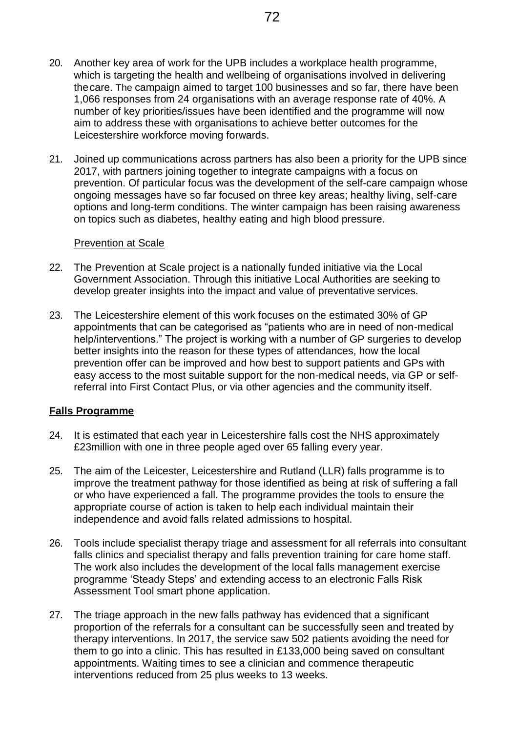20. Another key area of work for the UPB includes a workplace health programme, which is targeting the health and wellbeing of organisations involved in delivering the care. The campaign aimed to target 100 businesses and so far, there have been 1,066 responses from 24 organisations with an average response rate of 40%. A number of key priorities/issues have been identified and the programme will now aim to address these with organisations to achieve better outcomes for the Leicestershire workforce moving forwards.

21. Joined up communications across partners has also been a priority for the UPB since 2017, with partners joining together to integrate campaigns with a focus on prevention. Of particular focus was the development of the self-care campaign whose ongoing messages have so far focused on three key areas; healthy living, self-care options and long-term conditions. The winter campaign has been raising awareness on topics such as diabetes, healthy eating and high blood pressure.

Prevention at Scale

22. The Prevention at Scale project is a nationally funded initiative via the Local Government Association. Through this initiative Local Authorities are seeking to develop greater insights into the impact and value of preventative services.

23. The Leicestershire element of this work focuses on the estimated 30% of GP appointments that can be categorised as "patients who are in need of non-medical help/interventions." The project is working with a number of GP surgeries to develop better insights into the reason for these types of attendances, how the local prevention offer can be improved and how best to support patients and GPs with easy access to the most suitable support for the non-medical needs, via GP or self-referral into First Contact Plus, or via other agencies and the community itself.

**Falls Programme**

24. It is estimated that each year in Leicestershire falls cost the NHS approximately £23million with one in three people aged over 65 falling every year.

25. The aim of the Leicester, Leicestershire and Rutland (LLR) falls programme is to improve the treatment pathway for those identified as being at risk of suffering a fall or who have experienced a fall. The programme provides the tools to ensure the appropriate course of action is taken to help each individual maintain their independence and avoid falls related admissions to hospital.

26. Tools include specialist therapy triage and assessment for all referrals into consultant falls clinics and specialist therapy and falls prevention training for care home staff. The work also includes the development of the local falls management exercise programme 'Steady Steps' and extending access to an electronic Falls Risk Assessment Tool smart phone application.

27. The triage approach in the new falls pathway has evidenced that a significant proportion of the referrals for a consultant can be successfully seen and treated by therapy interventions. In 2017, the service saw 502 patients avoiding the need for them to go into a clinic. This has resulted in £133,000 being saved on consultant appointments. Waiting times to see a clinician and commence therapeutic interventions reduced from 25 plus weeks to 13 weeks.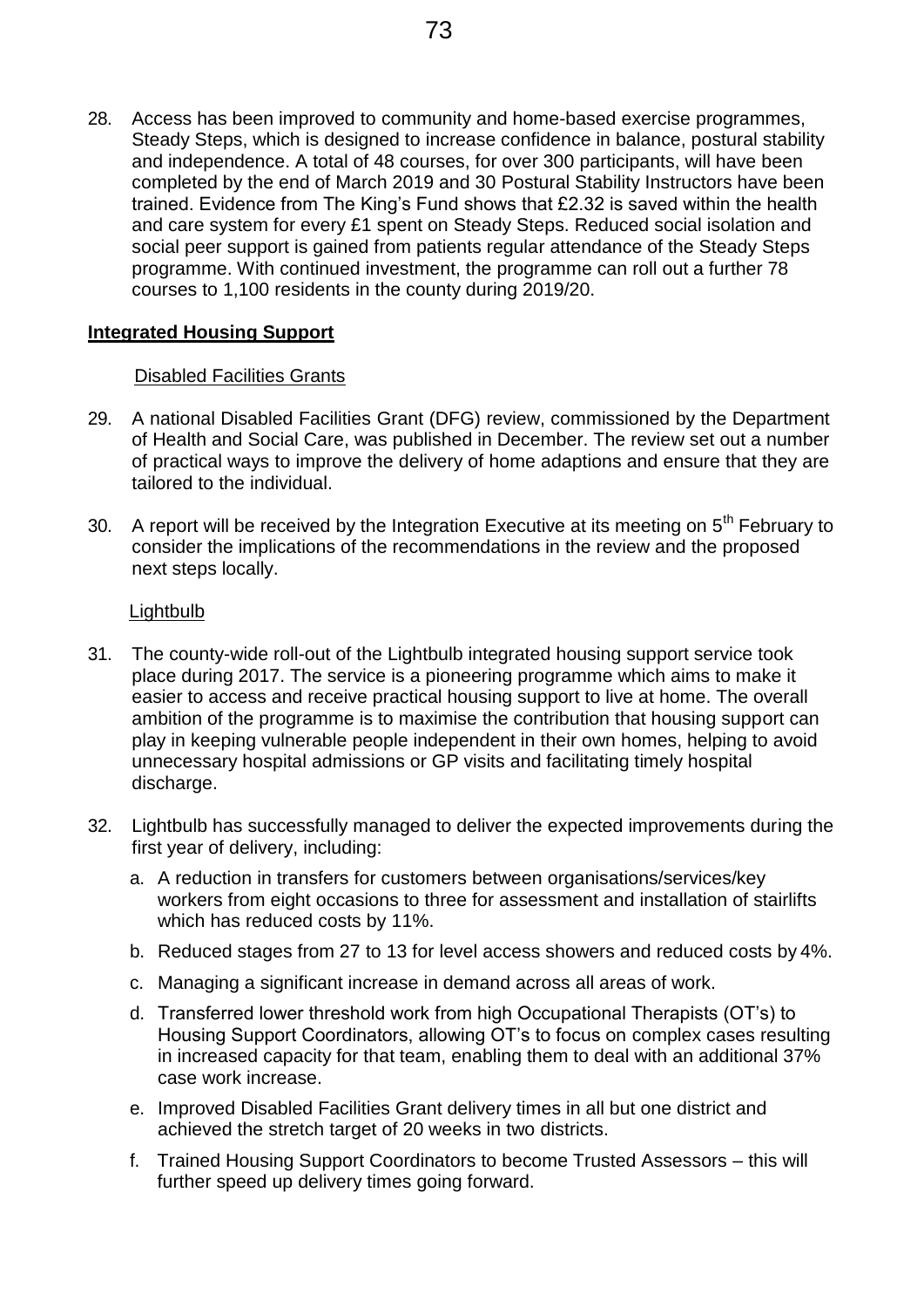28. Access has been improved to community and home-based exercise programmes, Steady Steps, which is designed to increase confidence in balance, postural stability and independence. A total of 48 courses, for over 300 participants, will have been completed by the end of March 2019 and 30 Postural Stability Instructors have been trained. Evidence from The King's Fund shows that £2.32 is saved within the health and care system for every £1 spent on Steady Steps. Reduced social isolation and social peer support is gained from patients regular attendance of the Steady Steps programme. With continued investment, the programme can roll out a further 78 courses to 1,100 residents in the county during 2019/20.

**Integrated Housing Support**

Disabled Facilities Grants

29. A national Disabled Facilities Grant (DFG) review, commissioned by the Department of Health and Social Care, was published in December. The review set out a number of practical ways to improve the delivery of home adaptions and ensure that they are tailored to the individual.

30. A report will be received by the Integration Executive at its meeting on 5th February to consider the implications of the recommendations in the review and the proposed next steps locally.

Lightbulb

31. The county-wide roll-out of the Lightbulb integrated housing support service took place during 2017. The service is a pioneering programme which aims to make it easier to access and receive practical housing support to live at home. The overall ambition of the programme is to maximise the contribution that housing support can play in keeping vulnerable people independent in their own homes, helping to avoid unnecessary hospital admissions or GP visits and facilitating timely hospital discharge.

32. Lightbulb has successfully managed to deliver the expected improvements during the first year of delivery, including:

    a. A reduction in transfers for customers between organisations/services/key workers from eight occasions to three for assessment and installation of stairlifts which has reduced costs by 11%.

    b. Reduced stages from 27 to 13 for level access showers and reduced costs by 4%.

    c. Managing a significant increase in demand across all areas of work.

    d. Transferred lower threshold work from high Occupational Therapists (OT's) to Housing Support Coordinators, allowing OT's to focus on complex cases resulting in increased capacity for that team, enabling them to deal with an additional 37% case work increase.

    e. Improved Disabled Facilities Grant delivery times in all but one district and achieved the stretch target of 20 weeks in two districts.

    f. Trained Housing Support Coordinators to become Trusted Assessors – this will further speed up delivery times going forward.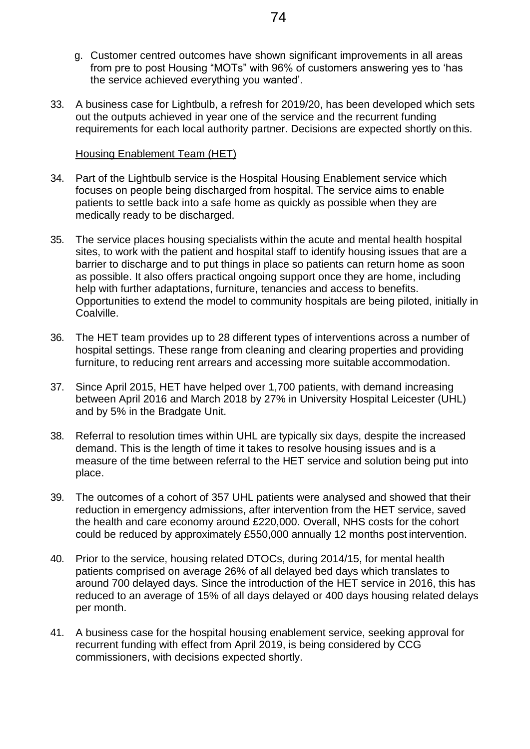g. Customer centred outcomes have shown significant improvements in all areas from pre to post Housing "MOTs" with 96% of customers answering yes to 'has the service achieved everything you wanted'.

33. A business case for Lightbulb, a refresh for 2019/20, has been developed which sets out the outputs achieved in year one of the service and the recurrent funding requirements for each local authority partner. Decisions are expected shortly on this.

<u>Housing Enablement Team (HET)</u>

34. Part of the Lightbulb service is the Hospital Housing Enablement service which focuses on people being discharged from hospital. The service aims to enable patients to settle back into a safe home as quickly as possible when they are medically ready to be discharged.

35. The service places housing specialists within the acute and mental health hospital sites, to work with the patient and hospital staff to identify housing issues that are a barrier to discharge and to put things in place so patients can return home as soon as possible. It also offers practical ongoing support once they are home, including help with further adaptations, furniture, tenancies and access to benefits. Opportunities to extend the model to community hospitals are being piloted, initially in Coalville.

36. The HET team provides up to 28 different types of interventions across a number of hospital settings. These range from cleaning and clearing properties and providing furniture, to reducing rent arrears and accessing more suitable accommodation.

37. Since April 2015, HET have helped over 1,700 patients, with demand increasing between April 2016 and March 2018 by 27% in University Hospital Leicester (UHL) and by 5% in the Bradgate Unit.

38. Referral to resolution times within UHL are typically six days, despite the increased demand. This is the length of time it takes to resolve housing issues and is a measure of the time between referral to the HET service and solution being put into place.

39. The outcomes of a cohort of 357 UHL patients were analysed and showed that their reduction in emergency admissions, after intervention from the HET service, saved the health and care economy around £220,000. Overall, NHS costs for the cohort could be reduced by approximately £550,000 annually 12 months post intervention.

40. Prior to the service, housing related DTOCs, during 2014/15, for mental health patients comprised on average 26% of all delayed bed days which translates to around 700 delayed days. Since the introduction of the HET service in 2016, this has reduced to an average of 15% of all days delayed or 400 days housing related delays per month.

41. A business case for the hospital housing enablement service, seeking approval for recurrent funding with effect from April 2019, is being considered by CCG commissioners, with decisions expected shortly.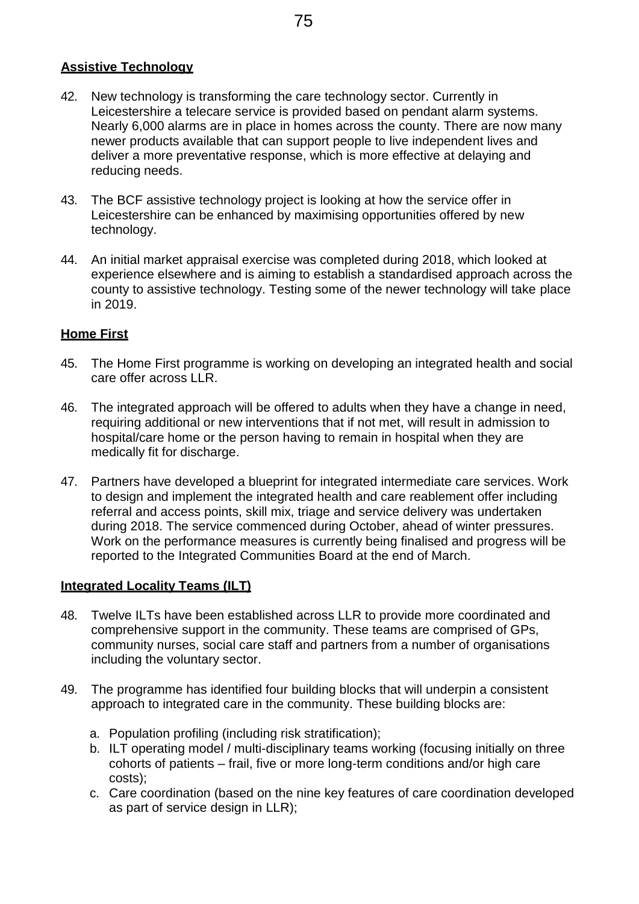**Assistive Technology**

42. New technology is transforming the care technology sector. Currently in Leicestershire a telecare service is provided based on pendant alarm systems. Nearly 6,000 alarms are in place in homes across the county. There are now many newer products available that can support people to live independent lives and deliver a more preventative response, which is more effective at delaying and reducing needs.

43. The BCF assistive technology project is looking at how the service offer in Leicestershire can be enhanced by maximising opportunities offered by new technology.

44. An initial market appraisal exercise was completed during 2018, which looked at experience elsewhere and is aiming to establish a standardised approach across the county to assistive technology. Testing some of the newer technology will take place in 2019.

**Home First**

45. The Home First programme is working on developing an integrated health and social care offer across LLR.

46. The integrated approach will be offered to adults when they have a change in need, requiring additional or new interventions that if not met, will result in admission to hospital/care home or the person having to remain in hospital when they are medically fit for discharge.

47. Partners have developed a blueprint for integrated intermediate care services. Work to design and implement the integrated health and care reablement offer including referral and access points, skill mix, triage and service delivery was undertaken during 2018. The service commenced during October, ahead of winter pressures. Work on the performance measures is currently being finalised and progress will be reported to the Integrated Communities Board at the end of March.

**Integrated Locality Teams (ILT)**

48. Twelve ILTs have been established across LLR to provide more coordinated and comprehensive support in the community. These teams are comprised of GPs, community nurses, social care staff and partners from a number of organisations including the voluntary sector.

49. The programme has identified four building blocks that will underpin a consistent approach to integrated care in the community. These building blocks are:

   a. Population profiling (including risk stratification);
   b. ILT operating model / multi-disciplinary teams working (focusing initially on three cohorts of patients – frail, five or more long-term conditions and/or high care costs);
   c. Care coordination (based on the nine key features of care coordination developed as part of service design in LLR);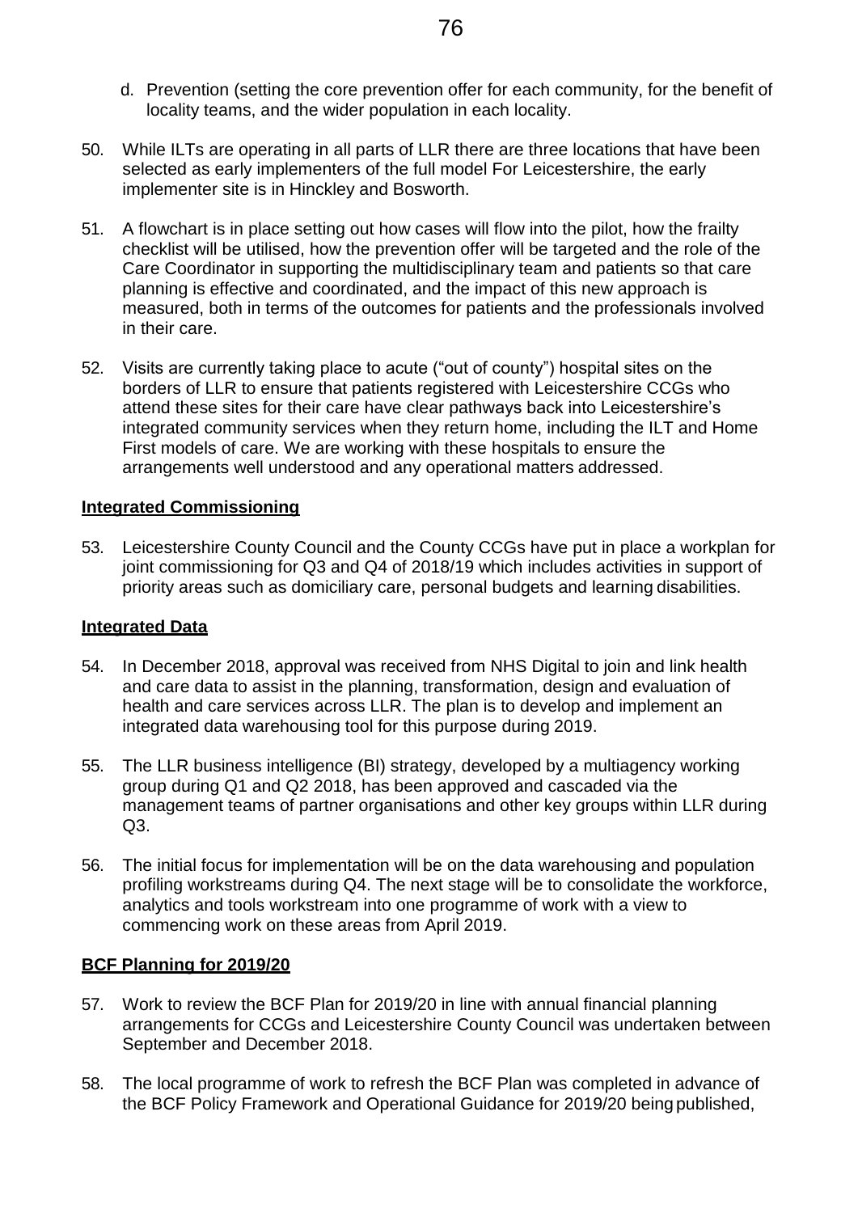d. Prevention (setting the core prevention offer for each community, for the benefit of locality teams, and the wider population in each locality.

50. While ILTs are operating in all parts of LLR there are three locations that have been selected as early implementers of the full model For Leicestershire, the early implementer site is in Hinckley and Bosworth.

51. A flowchart is in place setting out how cases will flow into the pilot, how the frailty checklist will be utilised, how the prevention offer will be targeted and the role of the Care Coordinator in supporting the multidisciplinary team and patients so that care planning is effective and coordinated, and the impact of this new approach is measured, both in terms of the outcomes for patients and the professionals involved in their care.

52. Visits are currently taking place to acute ("out of county") hospital sites on the borders of LLR to ensure that patients registered with Leicestershire CCGs who attend these sites for their care have clear pathways back into Leicestershire's integrated community services when they return home, including the ILT and Home First models of care. We are working with these hospitals to ensure the arrangements well understood and any operational matters addressed.

**Integrated Commissioning**

53. Leicestershire County Council and the County CCGs have put in place a workplan for joint commissioning for Q3 and Q4 of 2018/19 which includes activities in support of priority areas such as domiciliary care, personal budgets and learning disabilities.

**Integrated Data**

54. In December 2018, approval was received from NHS Digital to join and link health and care data to assist in the planning, transformation, design and evaluation of health and care services across LLR. The plan is to develop and implement an integrated data warehousing tool for this purpose during 2019.

55. The LLR business intelligence (BI) strategy, developed by a multiagency working group during Q1 and Q2 2018, has been approved and cascaded via the management teams of partner organisations and other key groups within LLR during Q3.

56. The initial focus for implementation will be on the data warehousing and population profiling workstreams during Q4. The next stage will be to consolidate the workforce, analytics and tools workstream into one programme of work with a view to commencing work on these areas from April 2019.

**BCF Planning for 2019/20**

57. Work to review the BCF Plan for 2019/20 in line with annual financial planning arrangements for CCGs and Leicestershire County Council was undertaken between September and December 2018.

58. The local programme of work to refresh the BCF Plan was completed in advance of the BCF Policy Framework and Operational Guidance for 2019/20 being published,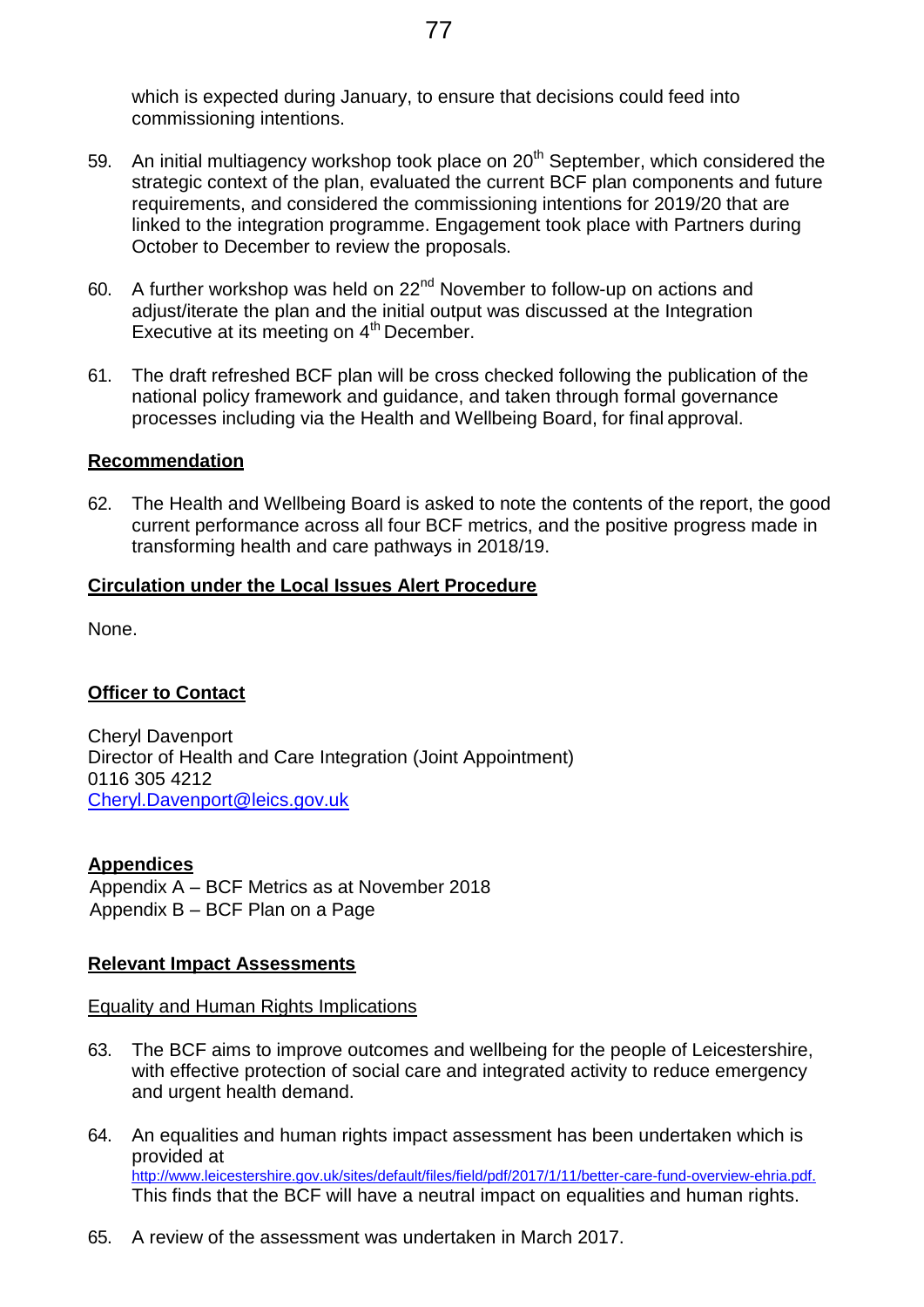which is expected during January, to ensure that decisions could feed into commissioning intentions.

59. An initial multiagency workshop took place on 20th September, which considered the strategic context of the plan, evaluated the current BCF plan components and future requirements, and considered the commissioning intentions for 2019/20 that are linked to the integration programme. Engagement took place with Partners during October to December to review the proposals.

60. A further workshop was held on 22nd November to follow-up on actions and adjust/iterate the plan and the initial output was discussed at the Integration Executive at its meeting on 4th December.

61. The draft refreshed BCF plan will be cross checked following the publication of the national policy framework and guidance, and taken through formal governance processes including via the Health and Wellbeing Board, for final approval.

## Recommendation

62. The Health and Wellbeing Board is asked to note the contents of the report, the good current performance across all four BCF metrics, and the positive progress made in transforming health and care pathways in 2018/19.

## Circulation under the Local Issues Alert Procedure

None.

## Officer to Contact

Cheryl Davenport
Director of Health and Care Integration (Joint Appointment)
0116 305 4212
Cheryl.Davenport@leics.gov.uk

## Appendices

Appendix A – BCF Metrics as at November 2018
Appendix B – BCF Plan on a Page

## Relevant Impact Assessments

### Equality and Human Rights Implications

63. The BCF aims to improve outcomes and wellbeing for the people of Leicestershire, with effective protection of social care and integrated activity to reduce emergency and urgent health demand.

64. An equalities and human rights impact assessment has been undertaken which is provided at http://www.leicestershire.gov.uk/sites/default/files/field/pdf/2017/1/11/better-care-fund-overview-ehria.pdf. This finds that the BCF will have a neutral impact on equalities and human rights.

65. A review of the assessment was undertaken in March 2017.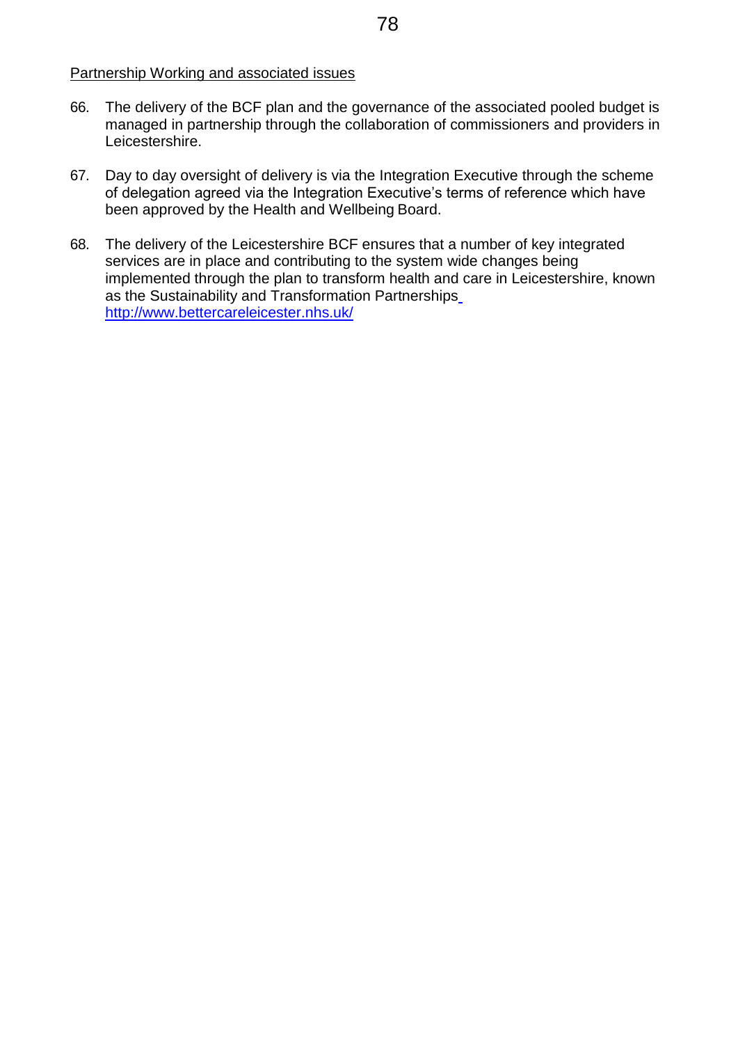Partnership Working and associated issues

66. The delivery of the BCF plan and the governance of the associated pooled budget is managed in partnership through the collaboration of commissioners and providers in Leicestershire.

67. Day to day oversight of delivery is via the Integration Executive through the scheme of delegation agreed via the Integration Executive's terms of reference which have been approved by the Health and Wellbeing Board.

68. The delivery of the Leicestershire BCF ensures that a number of key integrated services are in place and contributing to the system wide changes being implemented through the plan to transform health and care in Leicestershire, known as the Sustainability and Transformation Partnerships http://www.bettercareleicester.nhs.uk/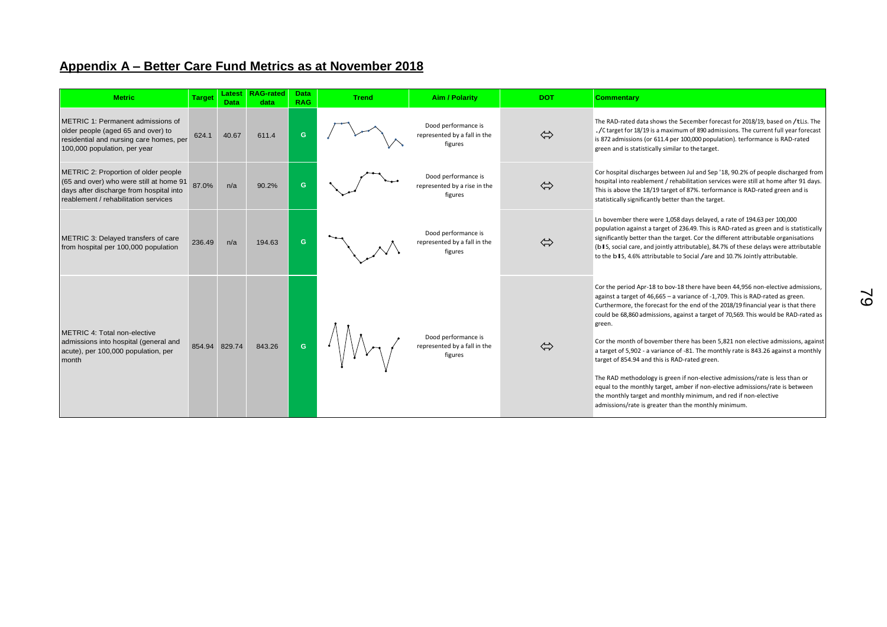## Appendix A – Better Care Fund Metrics as at November 2018

| Metric | Target | Latest Data | RAG-rated data | Data RAG | Trend | Aim / Polarity | DOT | Commentary |
|---|---|---|---|---|---|---|---|---|
| METRIC 1: Permanent admissions of older people (aged 65 and over) to residential and nursing care homes, per 100,000 population, per year | 624.1 | 40.67 | 611.4 | G | | Dood performance is represented by a fall in the figures | ⇔ | The RAD-rated data shows the 5ecember forecast for 2018/19, based on /tLLs. The ./C target for 18/19 is a maximum of 890 admissions. The current full year forecast is 872 admissions (or 611.4 per 100,000 population). terformance is RAD-rated green and is statistically similar to the target. |
| METRIC 2: Proportion of older people (65 and over) who were still at home 91 days after discharge from hospital into reablement / rehabilitation services | 87.0% | n/a | 90.2% | G | | Dood performance is represented by a rise in the figures | ⇔ | Cor hospital discharges between Jul and Sep '18, 90.2% of people discharged from hospital into reablement / rehabilitation services were still at home after 91 days. This is above the 18/19 target of 87%. terformance is RAD-rated green and is statistically significantly better than the target. |
| METRIC 3: Delayed transfers of care from hospital per 100,000 population | 236.49 | n/a | 194.63 | G | | Dood performance is represented by a fall in the figures | ⇔ | Ln bovember there were 1,058 days delayed, a rate of 194.63 per 100,000 population against a target of 236.49. This is RAD-rated as green and is statistically significantly better than the target. Cor the different attributable organisations (bIS, social care, and jointly attributable), 84.7% of these delays were attributable to the bIS, 4.6% attributable to Social /are and 10.7% Jointly attributable. |
| METRIC 4: Total non-elective admissions into hospital (general and acute), per 100,000 population, per month | 854.94 | 829.74 | 843.26 | G | | Dood performance is represented by a fall in the figures | ⇔ | Cor the period Apr-18 to bov-18 there have been 44,956 non-elective admissions, against a target of 46,665 – a variance of -1,709. This is RAD-rated as green. Curthermore, the forecast for the end of the 2018/19 financial year is that there could be 68,860 admissions, against a target of 70,569. This would be RAD-rated as green.<br><br>Cor the month of bovember there has been 5,821 non elective admissions, against a target of 5,902 - a variance of -81. The monthly rate is 843.26 against a monthly target of 854.94 and this is RAD-rated green.<br><br>The RAD methodology is green if non-elective admissions/rate is less than or equal to the monthly target, amber if non-elective admissions/rate is between the monthly target and monthly minimum, and red if non-elective admissions/rate is greater than the monthly minimum. |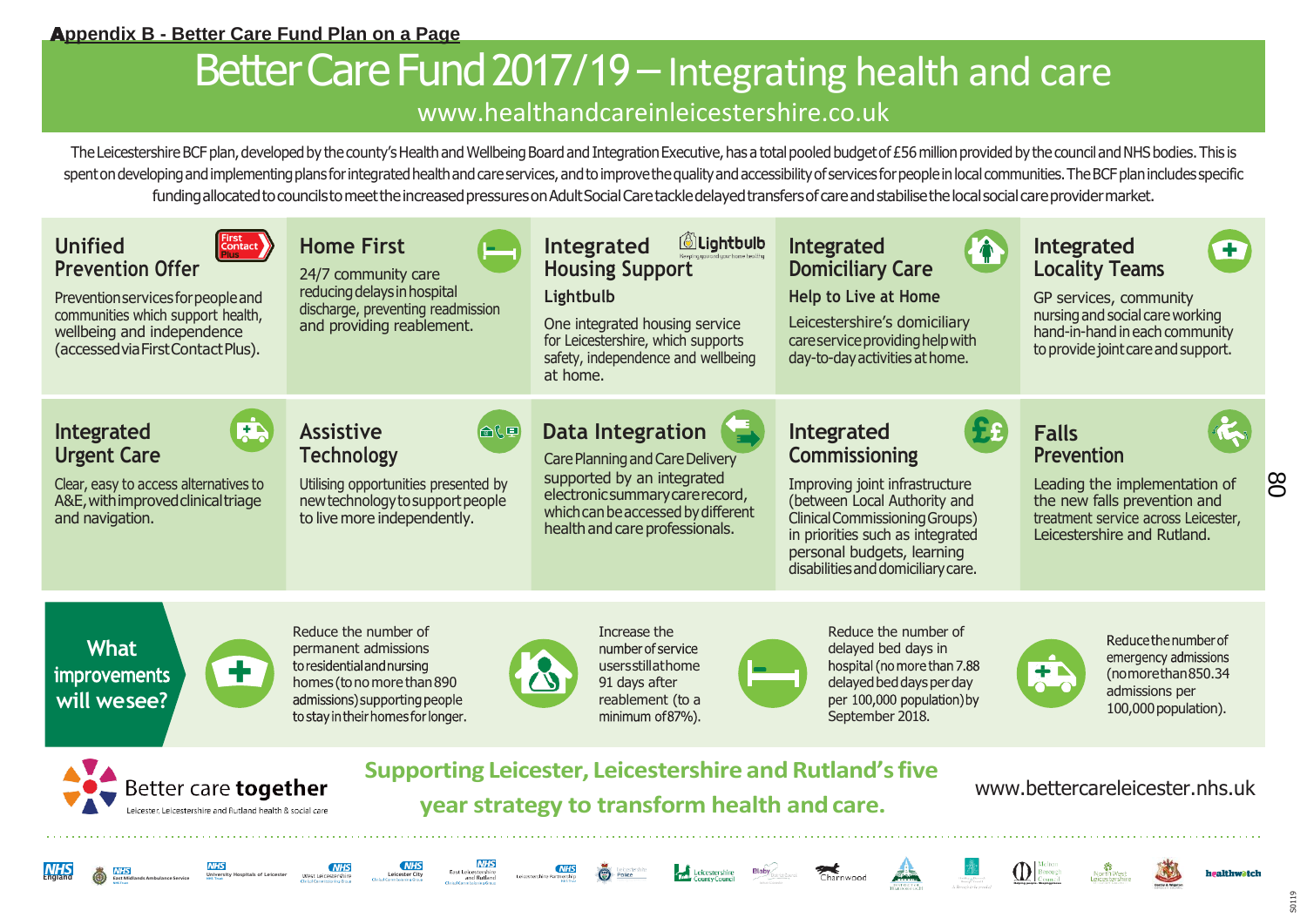**Appendix B - Better Care Fund Plan on a Page**

# Better Care Fund 2017/19 – Integrating health and care

www.healthandcareinleicestershire.co.uk

The Leicestershire BCF plan, developed by the county's Health and Wellbeing Board and Integration Executive, has a total pooled budget of £56 million provided by the council and NHS bodies. This is spent on developing and implementing plans for integrated health and care services, and to improve the quality and accessibility of services for people in local communities. The BCF plan includes specific funding allocated to councils to meet the increased pressures on Adult Social Care tackle delayed transfers of care and stabilise the local social care provider market.

### Unified Prevention Offer

Prevention services for people and communities which support health, wellbeing and independence (accessed via First Contact Plus).

### Home First

24/7 community care reducing delays in hospital discharge, preventing readmission and providing reablement.

### Integrated Housing Support

**Lightbulb**

One integrated housing service for Leicestershire, which supports safety, independence and wellbeing at home.

### Integrated Domiciliary Care

**Help to Live at Home**

Leicestershire's domiciliary care service providing help with day-to-day activities at home.

### Integrated Locality Teams

GP services, community nursing and social care working hand-in-hand in each community to provide joint care and support.

### Integrated Urgent Care

Clear, easy to access alternatives to A&E, with improved clinical triage and navigation.

### Assistive Technology

Utilising opportunities presented by new technology to support people to live more independently.

### Data Integration

Care Planning and Care Delivery supported by an integrated electronic summary care record, which can be accessed by different health and care professionals.

### Integrated Commissioning

Improving joint infrastructure (between Local Authority and Clinical Commissioning Groups) in priorities such as integrated personal budgets, learning disabilities and domiciliary care.

### Falls Prevention

Leading the implementation of the new falls prevention and treatment service across Leicester, Leicestershire and Rutland.

## What improvements will we see?

- Reduce the number of permanent admissions to residential and nursing homes (to no more than 890 admissions) supporting people to stay in their homes for longer.
- Increase the number of service users still at home 91 days after reablement (to a minimum of 87%).
- Reduce the number of delayed bed days in hospital (no more than 7.88 delayed bed days per day per 100,000 population) by September 2018.
- Reduce the number of emergency admissions (no more than 850.34 admissions per 100,000 population).

Better care **together**

Leicester, Leicestershire and Rutland health & social care

**Supporting Leicester, Leicestershire and Rutland's five year strategy to transform health and care.**

www.bettercareleicester.nhs.uk